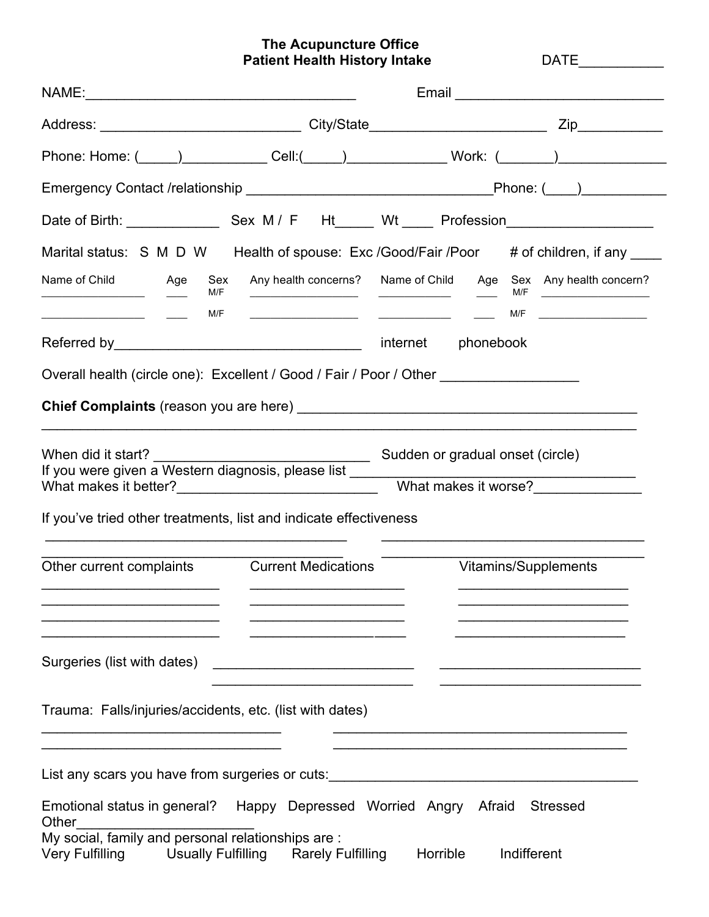# The Acupuncture Office
## Patient Health History Intake

DATE___________

NAME:___________________________________ Email ___________________________

Address: __________________________ City/State_______________________ Zip___________

Phone: Home: (_____)___________ Cell:(_____)_____________ Work: (_______)______________

Emergency Contact /relationship ________________________________Phone: (____)___________

Date of Birth: ____________ Sex M / F Ht_____ Wt ____ Profession___________________

Marital status: S M D W Health of spouse: Exc /Good/Fair /Poor # of children, if any ____

| Name of Child | Age | Sex M/F | Any health concerns? | Name of Child | Age | Sex M/F | Any health concern? |
|---|---|---|---|---|---|---|---|
| ______________ | ___ | M/F | ________________ | ___________ | ___ | M/F | ________________ |
| ______________ | ___ | M/F | ________________ | ___________ | ___ | M/F | ________________ |

Referred by________________________________ internet phonebook

Overall health (circle one): Excellent / Good / Fair / Poor / Other _________________

**Chief Complaints** (reason you are here) ____________________________________________
______________________________________________________________________________

When did it start? ___________________________ Sudden or gradual onset (circle)
If you were given a Western diagnosis, please list _____________________________________
What makes it better?__________________________ What makes it worse?______________

If you've tried other treatments, list and indicate effectiveness
_______________________________________ ___________________________________
_______________________________________ ___________________________________

| Other current complaints | Current Medications | Vitamins/Supplements |
|---|---|---|
| _______________________ | ____________________ | ______________________ |
| _______________________ | ____________________ | ______________________ |
| _______________________ | ____________________ | ______________________ |
| _______________________ | ____________________ | ______________________ |

Surgeries (list with dates) __________________________ __________________________
__________________________ __________________________

Trauma: Falls/injuries/accidents, etc. (list with dates)
________________________________ ______________________________________
________________________________ ______________________________________

List any scars you have from surgeries or cuts:__________________________________________

Emotional status in general? Happy Depressed Worried Angry Afraid Stressed
Other______________________
My social, family and personal relationships are :
Very Fulfilling Usually Fulfilling Rarely Fulfilling Horrible Indifferent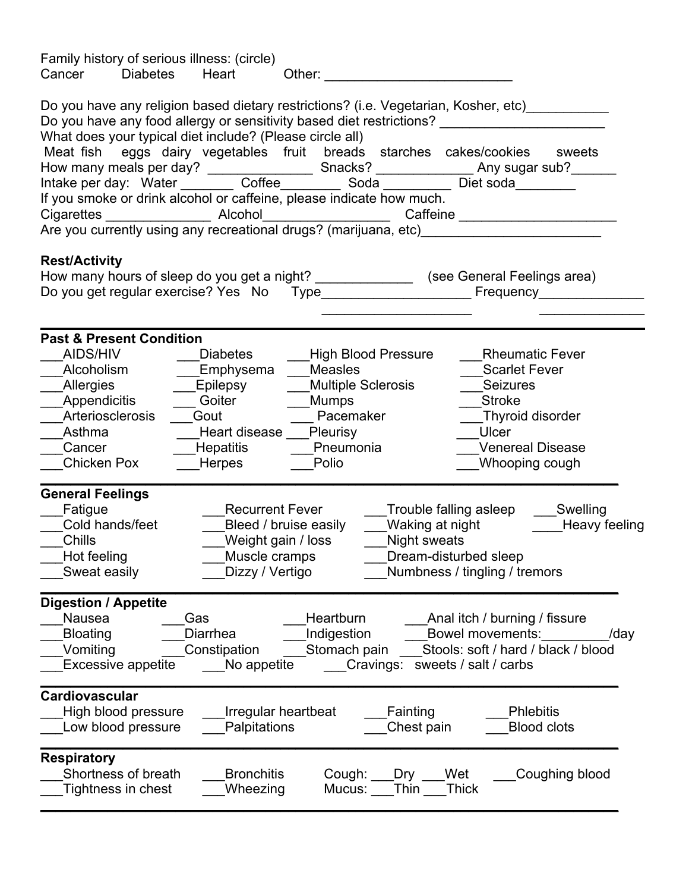Family history of serious illness: (circle)
Cancer    Diabetes    Heart    Other: _________________________

Do you have any religion based dietary restrictions? (i.e. Vegetarian, Kosher, etc)___________
Do you have any food allergy or sensitivity based diet restrictions? ______________________
What does your typical diet include? (Please circle all)
Meat  fish  eggs  dairy  vegetables  fruit  breads  starches  cakes/cookies  sweets
How many meals per day? ______________ Snacks? _____________ Any sugar sub?______
Intake per day: Water _______ Coffee________ Soda _________ Diet soda________
If you smoke or drink alcohol or caffeine, please indicate how much.
Cigarettes ______________ Alcohol_________________ Caffeine _____________________
Are you currently using any recreational drugs? (marijuana, etc)________________________

**Rest/Activity**

How many hours of sleep do you get a night? _____________ (see General Feelings area)
Do you get regular exercise? Yes No Type____________________ Frequency______________
____________________ ______________

---

**Past & Present Condition**

___AIDS/HIV
___Alcoholism
___Allergies
___Appendicitis
___Arteriosclerosis
___Asthma
___Cancer
___Chicken Pox
___Diabetes
___Emphysema
___Epilepsy
___Goiter
___Gout
___Heart disease
___Hepatitis
___Herpes
___High Blood Pressure
___Measles
___Multiple Sclerosis
___Mumps
___Pacemaker
___Pleurisy
___Pneumonia
___Polio
___Rheumatic Fever
___Scarlet Fever
___Seizures
___Stroke
___Thyroid disorder
___Ulcer
___Venereal Disease
___Whooping cough

---

**General Feelings**

___Fatigue
___Cold hands/feet
___Chills
___Hot feeling
___Sweat easily
___Recurrent Fever
___Bleed / bruise easily
___Weight gain / loss
___Muscle cramps
___Dizzy / Vertigo
___Trouble falling asleep
___Waking at night
___Night sweats
___Dream-disturbed sleep
___Numbness / tingling / tremors
___Swelling
____Heavy feeling

---

**Digestion / Appetite**

___Nausea
___Bloating
___Vomiting
___Excessive appetite
___Gas
___Diarrhea
___Constipation
___No appetite
___Heartburn
___Indigestion
___Stomach pain
___Cravings: sweets / salt / carbs
___Anal itch / burning / fissure
___Bowel movements:_________/day
___Stools: soft / hard / black / blood

---

**Cardiovascular**

___High blood pressure
___Low blood pressure
___Irregular heartbeat
___Palpitations
___Fainting
___Chest pain
___Phlebitis
___Blood clots

---

**Respiratory**

___Shortness of breath
___Tightness in chest
___Bronchitis
___Wheezing
Cough: ___Dry ___Wet
Mucus: ___Thin ___Thick
___Coughing blood

---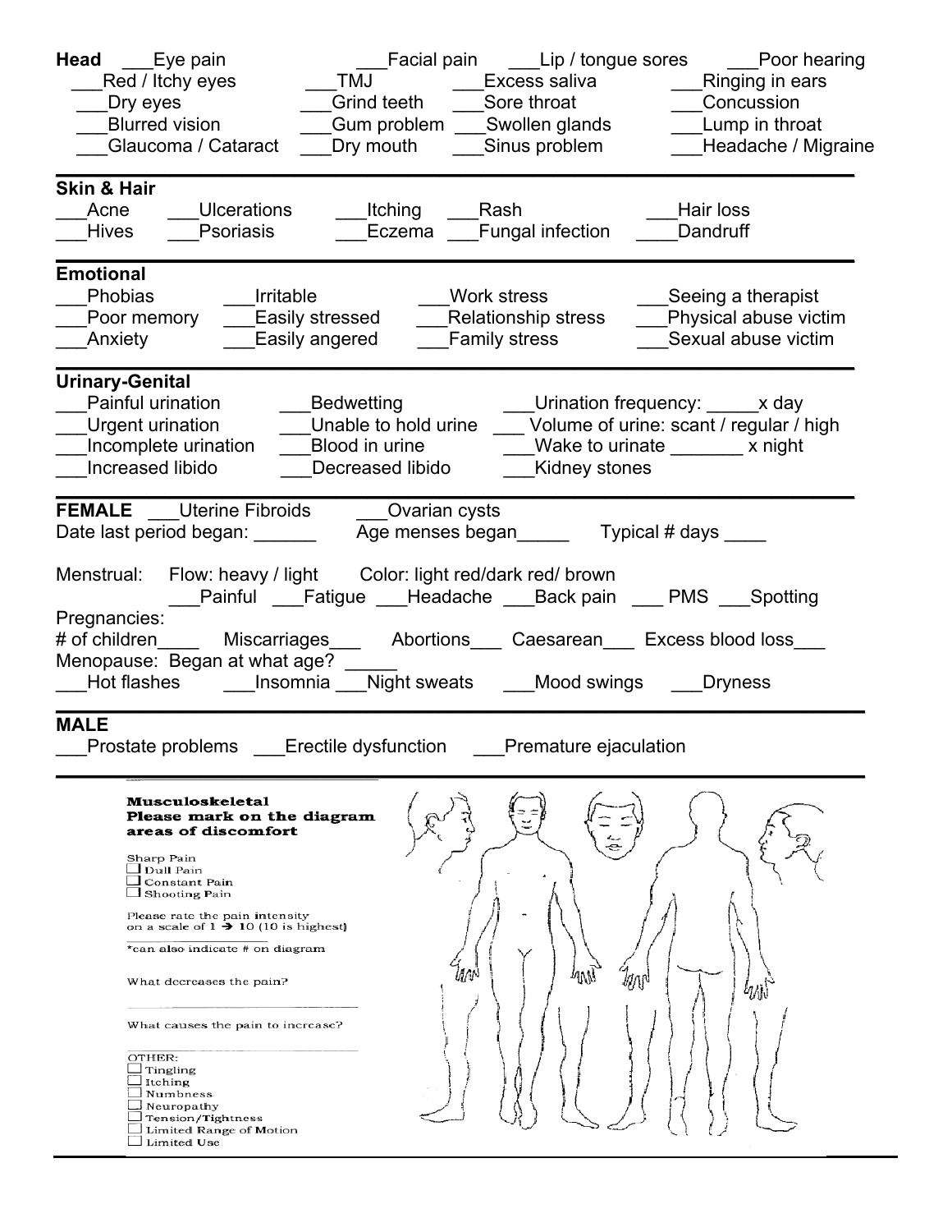**Head** ___Eye pain ___Facial pain ___Lip / tongue sores ___Poor hearing
___Red / Itchy eyes ___TMJ ___Excess saliva ___Ringing in ears
___Dry eyes ___Grind teeth ___Sore throat ___Concussion
___Blurred vision ___Gum problem ___Swollen glands ___Lump in throat
___Glaucoma / Cataract ___Dry mouth ___Sinus problem ___Headache / Migraine

---

**Skin & Hair**
___Acne ___Ulcerations ___Itching ___Rash ___Hair loss
___Hives ___Psoriasis ___Eczema ___Fungal infection ____Dandruff

---

**Emotional**
___Phobias ___Irritable ___Work stress ___Seeing a therapist
___Poor memory ___Easily stressed ___Relationship stress ___Physical abuse victim
___Anxiety ___Easily angered ___Family stress ___Sexual abuse victim

---

**Urinary-Genital**
___Painful urination ___Bedwetting ___Urination frequency: _____x day
___Urgent urination ___Unable to hold urine ___ Volume of urine: scant / regular / high
___Incomplete urination ___Blood in urine ___Wake to urinate _______ x night
___Increased libido ___Decreased libido ___Kidney stones

---

**FEMALE** ___Uterine Fibroids ___Ovarian cysts
Date last period began: ______ Age menses began_____ Typical # days ____

Menstrual: Flow: heavy / light Color: light red/dark red/ brown
___Painful ___Fatigue ___Headache ___Back pain ___ PMS ___Spotting

Pregnancies:
# of children____ Miscarriages___ Abortions___ Caesarean___ Excess blood loss___
Menopause: Began at what age? _____
___Hot flashes ___Insomnia ___Night sweats ___Mood swings ___Dryness

---

**MALE**
___Prostate problems ___Erectile dysfunction ___Premature ejaculation

---

**Musculoskeletal**
**Please mark on the diagram areas of discomfort**

Sharp Pain
☐ Dull Pain
☐ Constant Pain
☐ Shooting Pain

Please rate the pain intensity on a scale of 1 → 10 (10 is highest)
____________
*can also indicate # on diagram

What decreases the pain?
____________

What causes the pain to increase?
____________

OTHER:
☐ Tingling
☐ Itching
☐ Numbness
☐ Neuropathy
☐ Tension/Tightness
☐ Limited Range of Motion
☐ Limited Use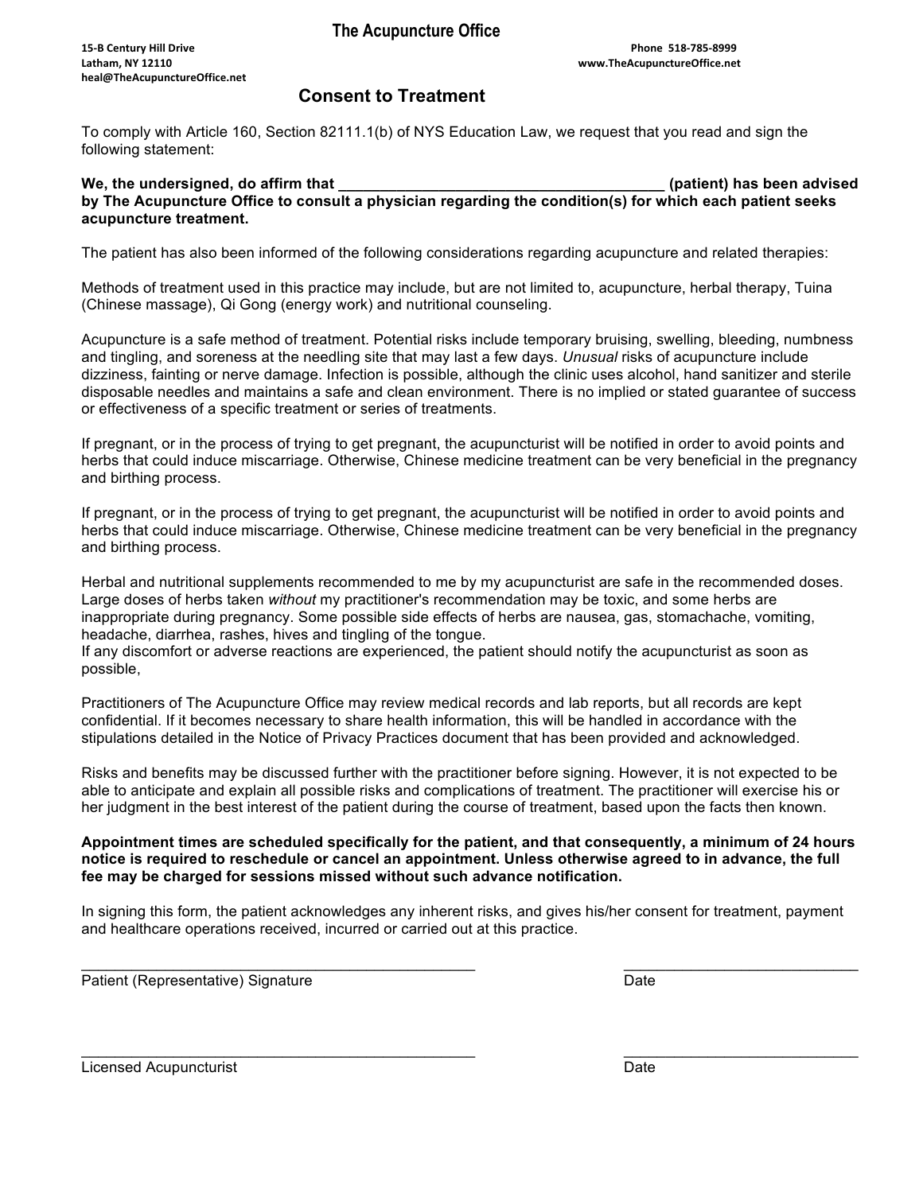# The Acupuncture Office

15-B Century Hill Drive
Latham, NY 12110
heal@TheAcupunctureOffice.net

Phone 518-785-8999
www.TheAcupunctureOffice.net

## Consent to Treatment

To comply with Article 160, Section 82111.1(b) of NYS Education Law, we request that you read and sign the following statement:

**We, the undersigned, do affirm that _______________________________________ (patient) has been advised by The Acupuncture Office to consult a physician regarding the condition(s) for which each patient seeks acupuncture treatment.**

The patient has also been informed of the following considerations regarding acupuncture and related therapies:

Methods of treatment used in this practice may include, but are not limited to, acupuncture, herbal therapy, Tuina (Chinese massage), Qi Gong (energy work) and nutritional counseling.

Acupuncture is a safe method of treatment. Potential risks include temporary bruising, swelling, bleeding, numbness and tingling, and soreness at the needling site that may last a few days. *Unusual* risks of acupuncture include dizziness, fainting or nerve damage. Infection is possible, although the clinic uses alcohol, hand sanitizer and sterile disposable needles and maintains a safe and clean environment. There is no implied or stated guarantee of success or effectiveness of a specific treatment or series of treatments.

If pregnant, or in the process of trying to get pregnant, the acupuncturist will be notified in order to avoid points and herbs that could induce miscarriage. Otherwise, Chinese medicine treatment can be very beneficial in the pregnancy and birthing process.

If pregnant, or in the process of trying to get pregnant, the acupuncturist will be notified in order to avoid points and herbs that could induce miscarriage. Otherwise, Chinese medicine treatment can be very beneficial in the pregnancy and birthing process.

Herbal and nutritional supplements recommended to me by my acupuncturist are safe in the recommended doses. Large doses of herbs taken *without* my practitioner's recommendation may be toxic, and some herbs are inappropriate during pregnancy. Some possible side effects of herbs are nausea, gas, stomachache, vomiting, headache, diarrhea, rashes, hives and tingling of the tongue.
If any discomfort or adverse reactions are experienced, the patient should notify the acupuncturist as soon as possible,

Practitioners of The Acupuncture Office may review medical records and lab reports, but all records are kept confidential. If it becomes necessary to share health information, this will be handled in accordance with the stipulations detailed in the Notice of Privacy Practices document that has been provided and acknowledged.

Risks and benefits may be discussed further with the practitioner before signing. However, it is not expected to be able to anticipate and explain all possible risks and complications of treatment. The practitioner will exercise his or her judgment in the best interest of the patient during the course of treatment, based upon the facts then known.

**Appointment times are scheduled specifically for the patient, and that consequently, a minimum of 24 hours notice is required to reschedule or cancel an appointment. Unless otherwise agreed to in advance, the full fee may be charged for sessions missed without such advance notification.**

In signing this form, the patient acknowledges any inherent risks, and gives his/her consent for treatment, payment and healthcare operations received, incurred or carried out at this practice.

_______________________________________________ ____________________________
Patient (Representative) Signature Date

_______________________________________________ ____________________________
Licensed Acupuncturist Date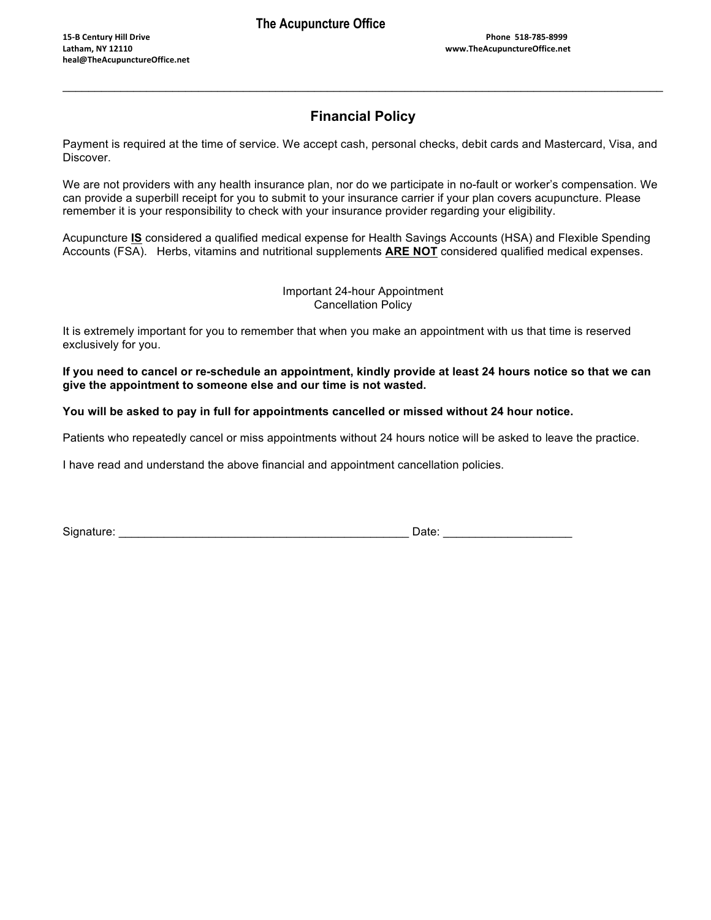# The Acupuncture Office

15-B Century Hill Drive
Latham, NY 12110
heal@TheAcupunctureOffice.net

Phone 518-785-8999
www.TheAcupunctureOffice.net

---

## Financial Policy

Payment is required at the time of service. We accept cash, personal checks, debit cards and Mastercard, Visa, and Discover.

We are not providers with any health insurance plan, nor do we participate in no-fault or worker's compensation. We can provide a superbill receipt for you to submit to your insurance carrier if your plan covers acupuncture. Please remember it is your responsibility to check with your insurance provider regarding your eligibility.

Acupuncture **IS** considered a qualified medical expense for Health Savings Accounts (HSA) and Flexible Spending Accounts (FSA). Herbs, vitamins and nutritional supplements **ARE NOT** considered qualified medical expenses.

Important 24-hour Appointment
Cancellation Policy

It is extremely important for you to remember that when you make an appointment with us that time is reserved exclusively for you.

**If you need to cancel or re-schedule an appointment, kindly provide at least 24 hours notice so that we can give the appointment to someone else and our time is not wasted.**

**You will be asked to pay in full for appointments cancelled or missed without 24 hour notice.**

Patients who repeatedly cancel or miss appointments without 24 hours notice will be asked to leave the practice.

I have read and understand the above financial and appointment cancellation policies.

Signature: _____________________________________________ Date: ___________________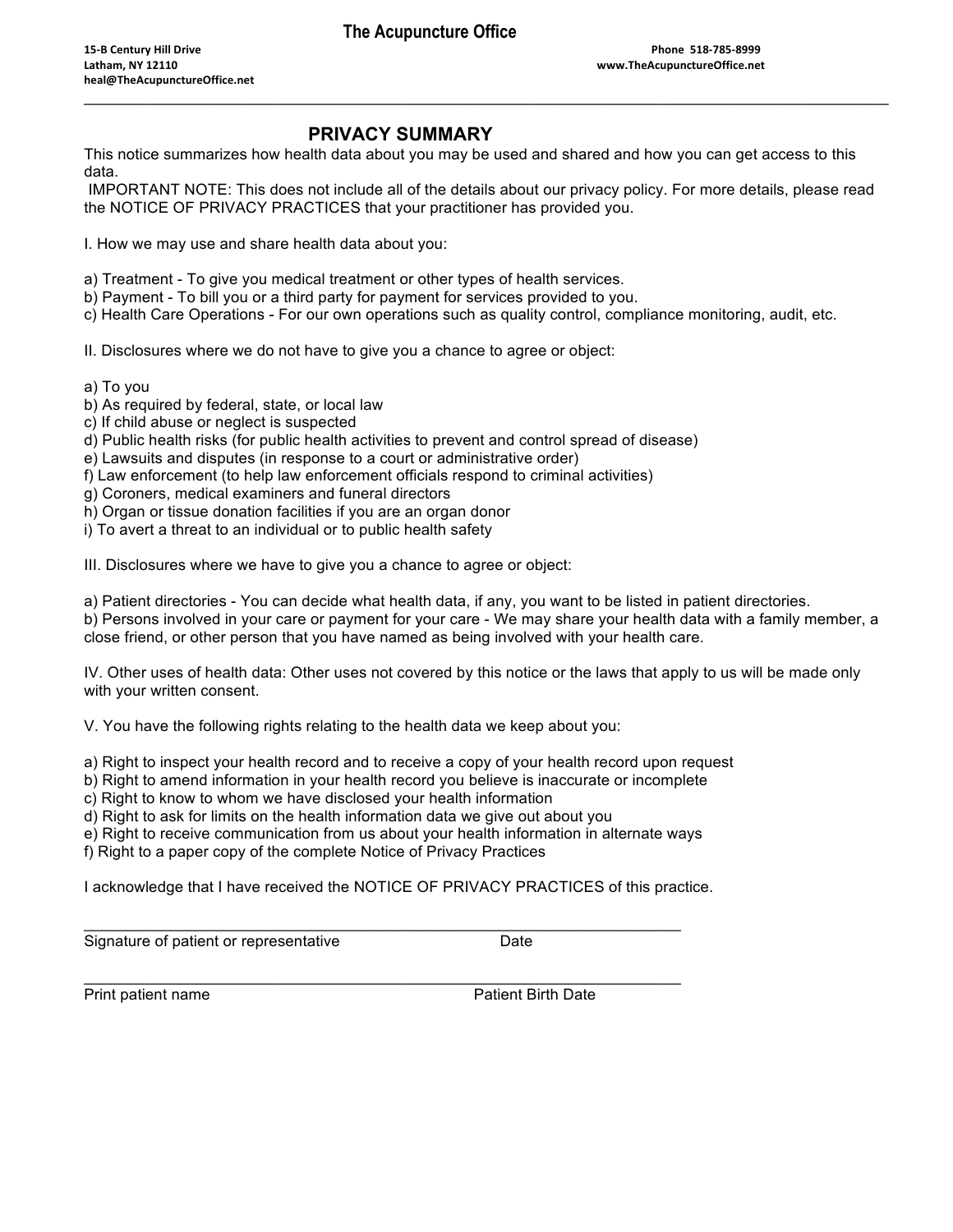# The Acupuncture Office

15-B Century Hill Drive
Latham, NY 12110
heal@TheAcupunctureOffice.net

Phone 518-785-8999
www.TheAcupunctureOffice.net

---

## PRIVACY SUMMARY

This notice summarizes how health data about you may be used and shared and how you can get access to this data.
IMPORTANT NOTE: This does not include all of the details about our privacy policy. For more details, please read the NOTICE OF PRIVACY PRACTICES that your practitioner has provided you.

I. How we may use and share health data about you:

a) Treatment - To give you medical treatment or other types of health services.
b) Payment - To bill you or a third party for payment for services provided to you.
c) Health Care Operations - For our own operations such as quality control, compliance monitoring, audit, etc.

II. Disclosures where we do not have to give you a chance to agree or object:

a) To you
b) As required by federal, state, or local law
c) If child abuse or neglect is suspected
d) Public health risks (for public health activities to prevent and control spread of disease)
e) Lawsuits and disputes (in response to a court or administrative order)
f) Law enforcement (to help law enforcement officials respond to criminal activities)
g) Coroners, medical examiners and funeral directors
h) Organ or tissue donation facilities if you are an organ donor
i) To avert a threat to an individual or to public health safety

III. Disclosures where we have to give you a chance to agree or object:

a) Patient directories - You can decide what health data, if any, you want to be listed in patient directories.
b) Persons involved in your care or payment for your care - We may share your health data with a family member, a close friend, or other person that you have named as being involved with your health care.

IV. Other uses of health data: Other uses not covered by this notice or the laws that apply to us will be made only with your written consent.

V. You have the following rights relating to the health data we keep about you:

a) Right to inspect your health record and to receive a copy of your health record upon request
b) Right to amend information in your health record you believe is inaccurate or incomplete
c) Right to know to whom we have disclosed your health information
d) Right to ask for limits on the health information data we give out about you
e) Right to receive communication from us about your health information in alternate ways
f) Right to a paper copy of the complete Notice of Privacy Practices

I acknowledge that I have received the NOTICE OF PRIVACY PRACTICES of this practice.

_______________________________________________________________________
Signature of patient or representative Date

_______________________________________________________________________
Print patient name Patient Birth Date